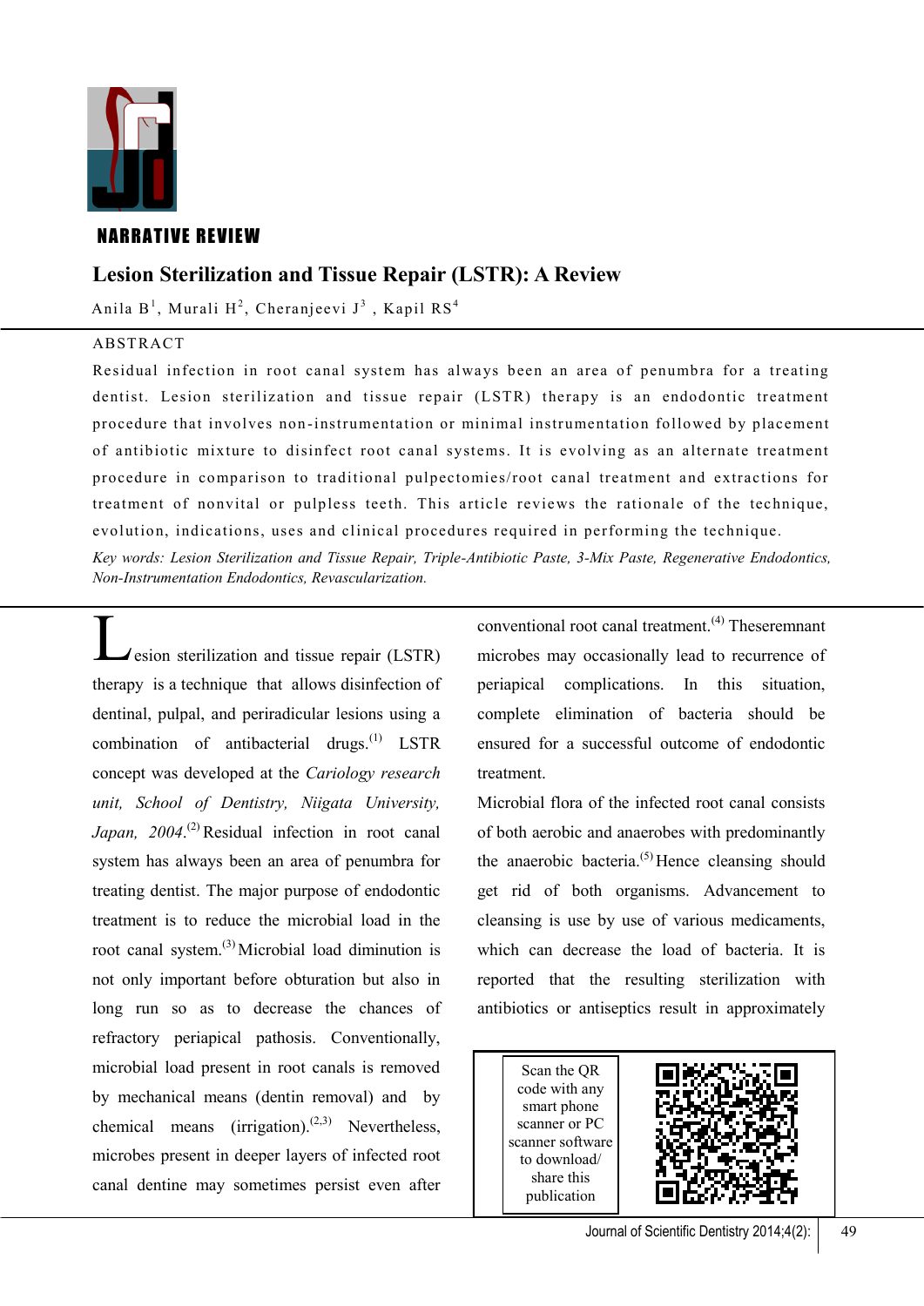NARRATIVE REVIEW

# Lesion Sterilization and Tissue Repair (LSTR): A Review

Anila B[1], Murali H[2], Cheranjeevi J[3] , Kapil RS[4]

## ABSTRACT

Residual infection in root canal system has always been an area of penumbra for a treating dentist. Lesion sterilization and tissue repair (LSTR) therapy is an endodontic treatment procedure that involves non-instrumentation or minimal instrumentation followed by placement of antibiotic mixture to disinfect root canal systems. It is evolving as an alternate treatment procedure in comparison to traditional pulpectomies/root canal treatment and extractions for treatment of nonvital or pulpless teeth. This article reviews the rationale of the technique, evolution, indications, uses and clinical procedures required in performing the technique.

*Key words: Lesion Sterilization and Tissue Repair, Triple-Antibiotic Paste, 3-Mix Paste, Regenerative Endodontics, Non-Instrumentation Endodontics, Revascularization.*

Lesion sterilization and tissue repair (LSTR) therapy is a technique that allows disinfection of dentinal, pulpal, and periradicular lesions using a combination of antibacterial drugs.[1] LSTR concept was developed at the *Cariology research unit, School of Dentistry, Niigata University, Japan, 2004*.[2] Residual infection in root canal system has always been an area of penumbra for treating dentist. The major purpose of endodontic treatment is to reduce the microbial load in the root canal system.[3] Microbial load diminution is not only important before obturation but also in long run so as to decrease the chances of refractory periapical pathosis. Conventionally, microbial load present in root canals is removed by mechanical means (dentin removal) and by chemical means (irrigation).[2,3] Nevertheless, microbes present in deeper layers of infected root canal dentine may sometimes persist even after conventional root canal treatment.[4] Theseremnant microbes may occasionally lead to recurrence of periapical complications. In this situation, complete elimination of bacteria should be ensured for a successful outcome of endodontic treatment.

Microbial flora of the infected root canal consists of both aerobic and anaerobes with predominantly the anaerobic bacteria.[5] Hence cleansing should get rid of both organisms. Advancement to cleansing is use by use of various medicaments, which can decrease the load of bacteria. It is reported that the resulting sterilization with antibiotics or antiseptics result in approximately

Scan the QR code with any smart phone scanner or PC scanner software to download/ share this publication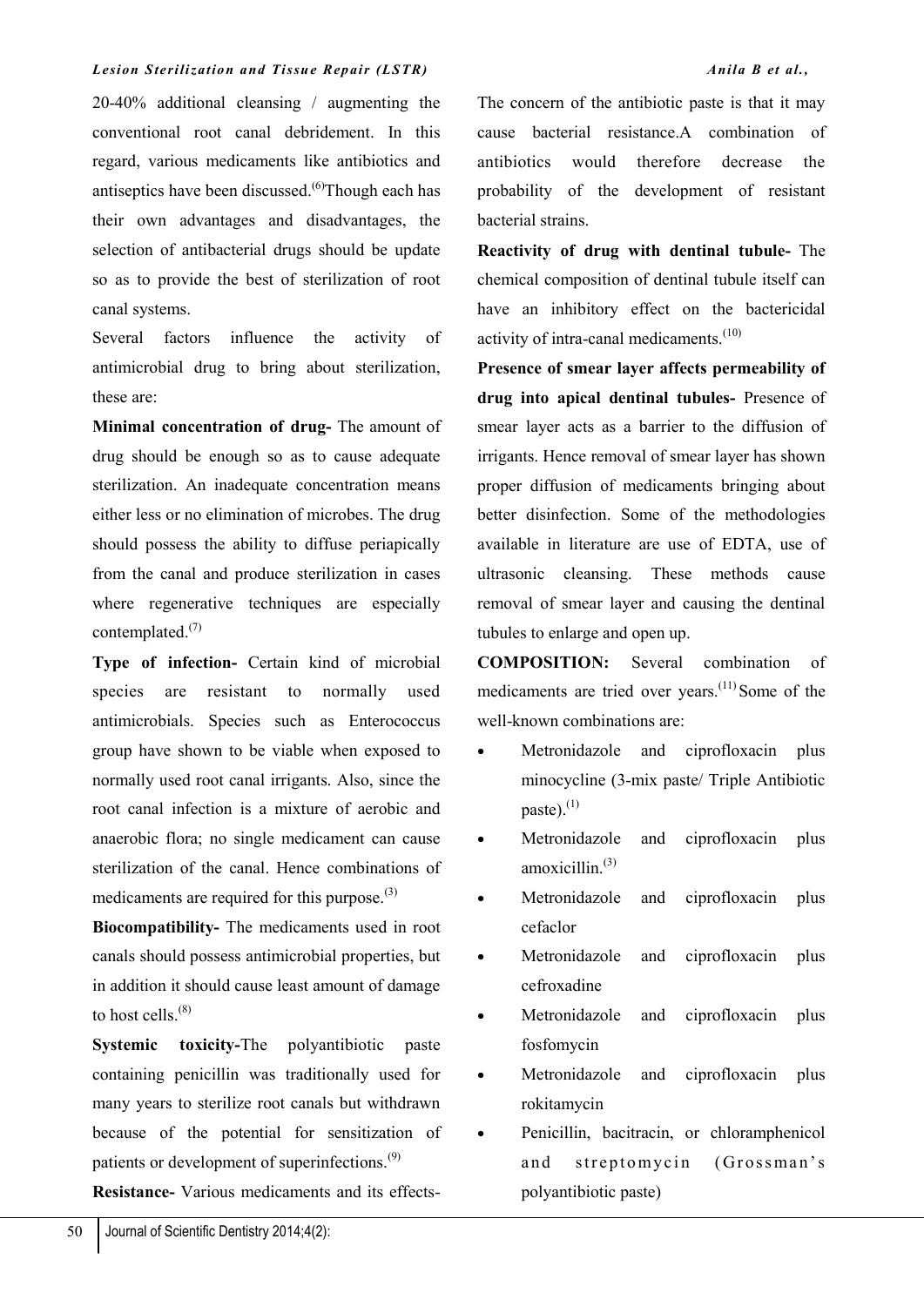20-40% additional cleansing / augmenting the conventional root canal debridement. In this regard, various medicaments like antibiotics and antiseptics have been discussed.[6] Though each has their own advantages and disadvantages, the selection of antibacterial drugs should be update so as to provide the best of sterilization of root canal systems.

Several factors influence the activity of antimicrobial drug to bring about sterilization, these are:

**Minimal concentration of drug-** The amount of drug should be enough so as to cause adequate sterilization. An inadequate concentration means either less or no elimination of microbes. The drug should possess the ability to diffuse periapically from the canal and produce sterilization in cases where regenerative techniques are especially contemplated.[7]

**Type of infection-** Certain kind of microbial species are resistant to normally used antimicrobials. Species such as Enterococcus group have shown to be viable when exposed to normally used root canal irrigants. Also, since the root canal infection is a mixture of aerobic and anaerobic flora; no single medicament can cause sterilization of the canal. Hence combinations of medicaments are required for this purpose.[3]

**Biocompatibility-** The medicaments used in root canals should possess antimicrobial properties, but in addition it should cause least amount of damage to host cells.[8]

**Systemic toxicity-**The polyantibiotic paste containing penicillin was traditionally used for many years to sterilize root canals but withdrawn because of the potential for sensitization of patients or development of superinfections.[9]

**Resistance-** Various medicaments and its effects- The concern of the antibiotic paste is that it may cause bacterial resistance.A combination of antibiotics would therefore decrease the probability of the development of resistant bacterial strains.

**Reactivity of drug with dentinal tubule-** The chemical composition of dentinal tubule itself can have an inhibitory effect on the bactericidal activity of intra-canal medicaments.[10]

**Presence of smear layer affects permeability of drug into apical dentinal tubules-** Presence of smear layer acts as a barrier to the diffusion of irrigants. Hence removal of smear layer has shown proper diffusion of medicaments bringing about better disinfection. Some of the methodologies available in literature are use of EDTA, use of ultrasonic cleansing. These methods cause removal of smear layer and causing the dentinal tubules to enlarge and open up.

**COMPOSITION:** Several combination of medicaments are tried over years.[11] Some of the well-known combinations are:

- Metronidazole and ciprofloxacin plus minocycline (3-mix paste/ Triple Antibiotic paste).[1]
- Metronidazole and ciprofloxacin plus amoxicillin.[3]
- Metronidazole and ciprofloxacin plus cefaclor
- Metronidazole and ciprofloxacin plus cefroxadine
- Metronidazole and ciprofloxacin plus fosfomycin
- Metronidazole and ciprofloxacin plus rokitamycin
- Penicillin, bacitracin, or chloramphenicol and streptomycin (Grossman's polyantibiotic paste)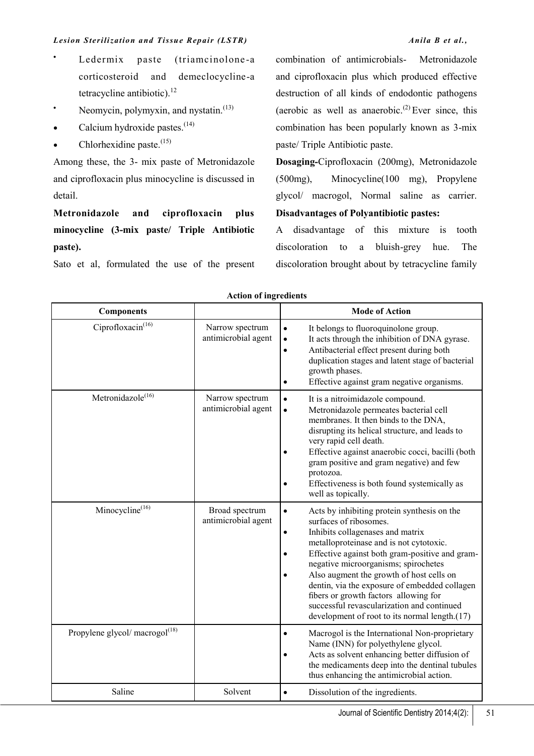- Ledermix paste (triamcinolone-a corticosteroid and demeclocycline-a tetracycline antibiotic).[12]
- Neomycin, polymyxin, and nystatin.[(13)]
- Calcium hydroxide pastes.[(14)]
- Chlorhexidine paste.[(15)]

Among these, the 3- mix paste of Metronidazole and ciprofloxacin plus minocycline is discussed in detail.

**Metronidazole and ciprofloxacin plus minocycline (3-mix paste/ Triple Antibiotic paste).**

Sato et al, formulated the use of the present combination of antimicrobials- Metronidazole and ciprofloxacin plus which produced effective destruction of all kinds of endodontic pathogens (aerobic as well as anaerobic.[(2)] Ever since, this combination has been popularly known as 3-mix paste/ Triple Antibiotic paste.

**Dosaging-**Ciprofloxacin (200mg), Metronidazole (500mg), Minocycline(100 mg), Propylene glycol/ macrogol, Normal saline as carrier.

**Disadvantages of Polyantibiotic pastes:**

A disadvantage of this mixture is tooth discoloration to a bluish-grey hue. The discoloration brought about by tetracycline family

**Action of ingredients**

| Components | | Mode of Action |
|---|---|---|
| Ciprofloxacin[(16)] | Narrow spectrum antimicrobial agent | • It belongs to fluoroquinolone group.<br>• It acts through the inhibition of DNA gyrase.<br>• Antibacterial effect present during both duplication stages and latent stage of bacterial growth phases.<br>• Effective against gram negative organisms. |
| Metronidazole[(16)] | Narrow spectrum antimicrobial agent | • It is a nitroimidazole compound.<br>• Metronidazole permeates bacterial cell membranes. It then binds to the DNA, disrupting its helical structure, and leads to very rapid cell death.<br>• Effective against anaerobic cocci, bacilli (both gram positive and gram negative) and few protozoa.<br>• Effectiveness is both found systemically as well as topically. |
| Minocycline[(16)] | Broad spectrum antimicrobial agent | • Acts by inhibiting protein synthesis on the surfaces of ribosomes.<br>• Inhibits collagenases and matrix metalloproteinase and is not cytotoxic.<br>• Effective against both gram-positive and gram-negative microorganisms; spirochetes<br>• Also augment the growth of host cells on dentin, via the exposure of embedded collagen fibers or growth factors allowing for successful revascularization and continued development of root to its normal length.(17) |
| Propylene glycol/ macrogol[(18)] | | • Macrogol is the International Non-proprietary Name (INN) for polyethylene glycol.<br>• Acts as solvent enhancing better diffusion of the medicaments deep into the dentinal tubules thus enhancing the antimicrobial action. |
| Saline | Solvent | • Dissolution of the ingredients. |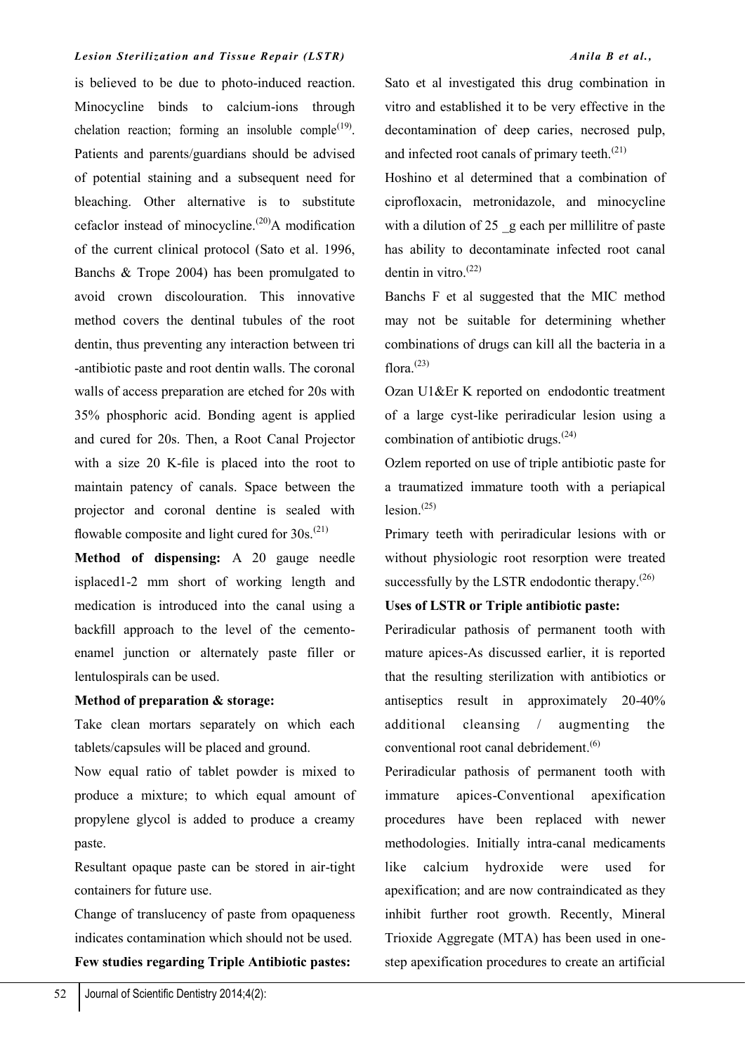is believed to be due to photo-induced reaction. Minocycline binds to calcium-ions through chelation reaction; forming an insoluble comple[19]. Patients and parents/guardians should be advised of potential staining and a subsequent need for bleaching. Other alternative is to substitute cefaclor instead of minocycline.[20] A modification of the current clinical protocol (Sato et al. 1996, Banchs & Trope 2004) has been promulgated to avoid crown discolouration. This innovative method covers the dentinal tubules of the root dentin, thus preventing any interaction between tri -antibiotic paste and root dentin walls. The coronal walls of access preparation are etched for 20s with 35% phosphoric acid. Bonding agent is applied and cured for 20s. Then, a Root Canal Projector with a size 20 K-file is placed into the root to maintain patency of canals. Space between the projector and coronal dentine is sealed with flowable composite and light cured for 30s.[21]

**Method of dispensing:** A 20 gauge needle isplaced1-2 mm short of working length and medication is introduced into the canal using a backfill approach to the level of the cemento-enamel junction or alternately paste filler or lentulospirals can be used.

**Method of preparation & storage:**

Take clean mortars separately on which each tablets/capsules will be placed and ground.

Now equal ratio of tablet powder is mixed to produce a mixture; to which equal amount of propylene glycol is added to produce a creamy paste.

Resultant opaque paste can be stored in air-tight containers for future use.

Change of translucency of paste from opaqueness indicates contamination which should not be used.

**Few studies regarding Triple Antibiotic pastes:**

Sato et al investigated this drug combination in vitro and established it to be very effective in the decontamination of deep caries, necrosed pulp, and infected root canals of primary teeth.[21]

Hoshino et al determined that a combination of ciprofloxacin, metronidazole, and minocycline with a dilution of 25 _g each per millilitre of paste has ability to decontaminate infected root canal dentin in vitro.[22]

Banchs F et al suggested that the MIC method may not be suitable for determining whether combinations of drugs can kill all the bacteria in a flora.[23]

Ozan U1&Er K reported on endodontic treatment of a large cyst-like periradicular lesion using a combination of antibiotic drugs.[24]

Ozlem reported on use of triple antibiotic paste for a traumatized immature tooth with a periapical lesion.[25]

Primary teeth with periradicular lesions with or without physiologic root resorption were treated successfully by the LSTR endodontic therapy.[26]

**Uses of LSTR or Triple antibiotic paste:**

Periradicular pathosis of permanent tooth with mature apices-As discussed earlier, it is reported that the resulting sterilization with antibiotics or antiseptics result in approximately 20-40% additional cleansing / augmenting the conventional root canal debridement.[6]

Periradicular pathosis of permanent tooth with immature apices-Conventional apexification procedures have been replaced with newer methodologies. Initially intra-canal medicaments like calcium hydroxide were used for apexification; and are now contraindicated as they inhibit further root growth. Recently, Mineral Trioxide Aggregate (MTA) has been used in one-step apexification procedures to create an artificial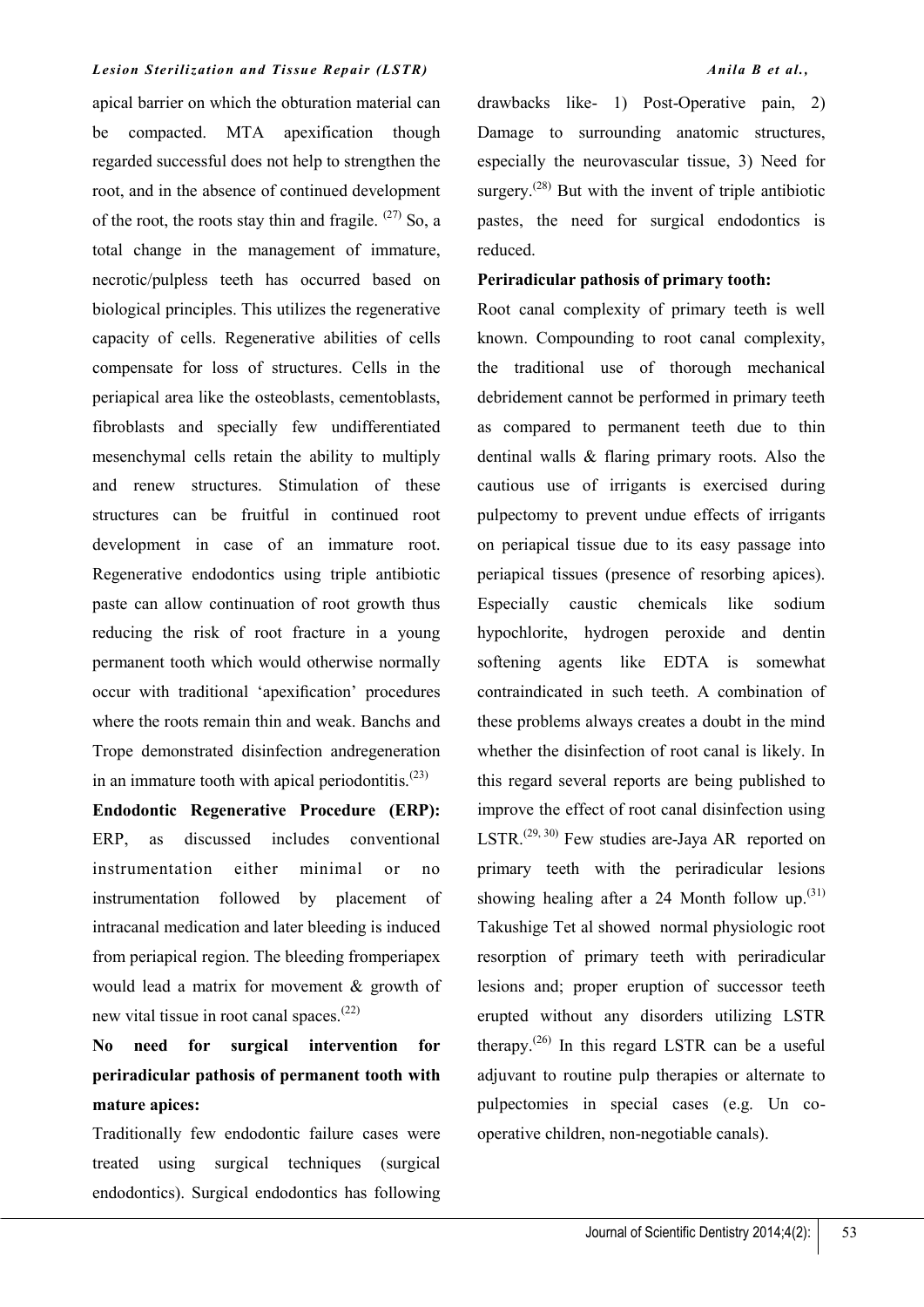apical barrier on which the obturation material can be compacted. MTA apexification though regarded successful does not help to strengthen the root, and in the absence of continued development of the root, the roots stay thin and fragile. [27] So, a total change in the management of immature, necrotic/pulpless teeth has occurred based on biological principles. This utilizes the regenerative capacity of cells. Regenerative abilities of cells compensate for loss of structures. Cells in the periapical area like the osteoblasts, cementoblasts, fibroblasts and specially few undifferentiated mesenchymal cells retain the ability to multiply and renew structures. Stimulation of these structures can be fruitful in continued root development in case of an immature root. Regenerative endodontics using triple antibiotic paste can allow continuation of root growth thus reducing the risk of root fracture in a young permanent tooth which would otherwise normally occur with traditional 'apexification' procedures where the roots remain thin and weak. Banchs and Trope demonstrated disinfection andregeneration in an immature tooth with apical periodontitis.[23]

**Endodontic Regenerative Procedure (ERP):** ERP, as discussed includes conventional instrumentation either minimal or no instrumentation followed by placement of intracanal medication and later bleeding is induced from periapical region. The bleeding fromperiapex would lead a matrix for movement & growth of new vital tissue in root canal spaces.[22]

**No need for surgical intervention for periradicular pathosis of permanent tooth with mature apices:**

Traditionally few endodontic failure cases were treated using surgical techniques (surgical endodontics). Surgical endodontics has following drawbacks like- 1) Post-Operative pain, 2) Damage to surrounding anatomic structures, especially the neurovascular tissue, 3) Need for surgery.[28] But with the invent of triple antibiotic pastes, the need for surgical endodontics is reduced.

**Periradicular pathosis of primary tooth:**

Root canal complexity of primary teeth is well known. Compounding to root canal complexity, the traditional use of thorough mechanical debridement cannot be performed in primary teeth as compared to permanent teeth due to thin dentinal walls & flaring primary roots. Also the cautious use of irrigants is exercised during pulpectomy to prevent undue effects of irrigants on periapical tissue due to its easy passage into periapical tissues (presence of resorbing apices). Especially caustic chemicals like sodium hypochlorite, hydrogen peroxide and dentin softening agents like EDTA is somewhat contraindicated in such teeth. A combination of these problems always creates a doubt in the mind whether the disinfection of root canal is likely. In this regard several reports are being published to improve the effect of root canal disinfection using LSTR.[29, 30] Few studies are-Jaya AR reported on primary teeth with the periradicular lesions showing healing after a 24 Month follow up.[31] Takushige Tet al showed normal physiologic root resorption of primary teeth with periradicular lesions and; proper eruption of successor teeth erupted without any disorders utilizing LSTR therapy.[26] In this regard LSTR can be a useful adjuvant to routine pulp therapies or alternate to pulpectomies in special cases (e.g. Un co-operative children, non-negotiable canals).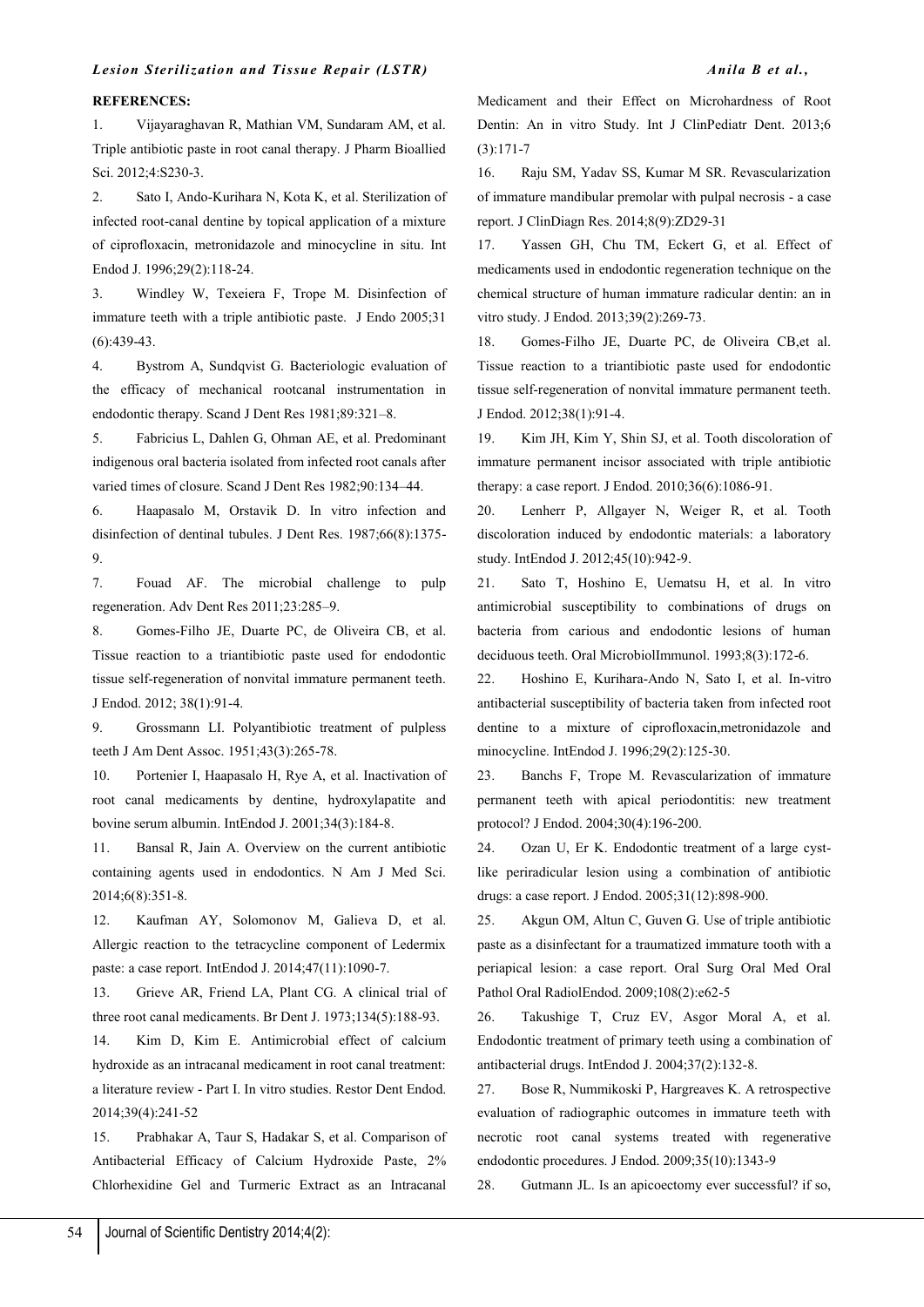**REFERENCES:**

1. Vijayaraghavan R, Mathian VM, Sundaram AM, et al. Triple antibiotic paste in root canal therapy. J Pharm Bioallied Sci. 2012;4:S230-3.

2. Sato I, Ando-Kurihara N, Kota K, et al. Sterilization of infected root-canal dentine by topical application of a mixture of ciprofloxacin, metronidazole and minocycline in situ. Int Endod J. 1996;29(2):118-24.

3. Windley W, Texeiera F, Trope M. Disinfection of immature teeth with a triple antibiotic paste. J Endo 2005;31 (6):439-43.

4. Bystrom A, Sundqvist G. Bacteriologic evaluation of the efficacy of mechanical rootcanal instrumentation in endodontic therapy. Scand J Dent Res 1981;89:321–8.

5. Fabricius L, Dahlen G, Ohman AE, et al. Predominant indigenous oral bacteria isolated from infected root canals after varied times of closure. Scand J Dent Res 1982;90:134–44.

6. Haapasalo M, Orstavik D. In vitro infection and disinfection of dentinal tubules. J Dent Res. 1987;66(8):1375-9.

7. Fouad AF. The microbial challenge to pulp regeneration. Adv Dent Res 2011;23:285–9.

8. Gomes-Filho JE, Duarte PC, de Oliveira CB, et al. Tissue reaction to a triantibiotic paste used for endodontic tissue self-regeneration of nonvital immature permanent teeth. J Endod. 2012; 38(1):91-4.

9. Grossmann LI. Polyantibiotic treatment of pulpless teeth J Am Dent Assoc. 1951;43(3):265-78.

10. Portenier I, Haapasalo H, Rye A, et al. Inactivation of root canal medicaments by dentine, hydroxylapatite and bovine serum albumin. IntEndod J. 2001;34(3):184-8.

11. Bansal R, Jain A. Overview on the current antibiotic containing agents used in endodontics. N Am J Med Sci. 2014;6(8):351-8.

12. Kaufman AY, Solomonov M, Galieva D, et al. Allergic reaction to the tetracycline component of Ledermix paste: a case report. IntEndod J. 2014;47(11):1090-7.

13. Grieve AR, Friend LA, Plant CG. A clinical trial of three root canal medicaments. Br Dent J. 1973;134(5):188-93.

14. Kim D, Kim E. Antimicrobial effect of calcium hydroxide as an intracanal medicament in root canal treatment: a literature review - Part I. In vitro studies. Restor Dent Endod. 2014;39(4):241-52

15. Prabhakar A, Taur S, Hadakar S, et al. Comparison of Antibacterial Efficacy of Calcium Hydroxide Paste, 2% Chlorhexidine Gel and Turmeric Extract as an Intracanal Medicament and their Effect on Microhardness of Root Dentin: An in vitro Study. Int J ClinPediatr Dent. 2013;6 (3):171-7

16. Raju SM, Yadav SS, Kumar M SR. Revascularization of immature mandibular premolar with pulpal necrosis - a case report. J ClinDiagn Res. 2014;8(9):ZD29-31

17. Yassen GH, Chu TM, Eckert G, et al. Effect of medicaments used in endodontic regeneration technique on the chemical structure of human immature radicular dentin: an in vitro study. J Endod. 2013;39(2):269-73.

18. Gomes-Filho JE, Duarte PC, de Oliveira CB,et al. Tissue reaction to a triantibiotic paste used for endodontic tissue self-regeneration of nonvital immature permanent teeth. J Endod. 2012;38(1):91-4.

19. Kim JH, Kim Y, Shin SJ, et al. Tooth discoloration of immature permanent incisor associated with triple antibiotic therapy: a case report. J Endod. 2010;36(6):1086-91.

20. Lenherr P, Allgayer N, Weiger R, et al. Tooth discoloration induced by endodontic materials: a laboratory study. IntEndod J. 2012;45(10):942-9.

21. Sato T, Hoshino E, Uematsu H, et al. In vitro antimicrobial susceptibility to combinations of drugs on bacteria from carious and endodontic lesions of human deciduous teeth. Oral MicrobiolImmunol. 1993;8(3):172-6.

22. Hoshino E, Kurihara-Ando N, Sato I, et al. In-vitro antibacterial susceptibility of bacteria taken from infected root dentine to a mixture of ciprofloxacin,metronidazole and minocycline. IntEndod J. 1996;29(2):125-30.

23. Banchs F, Trope M. Revascularization of immature permanent teeth with apical periodontitis: new treatment protocol? J Endod. 2004;30(4):196-200.

24. Ozan U, Er K. Endodontic treatment of a large cyst-like periradicular lesion using a combination of antibiotic drugs: a case report. J Endod. 2005;31(12):898-900.

25. Akgun OM, Altun C, Guven G. Use of triple antibiotic paste as a disinfectant for a traumatized immature tooth with a periapical lesion: a case report. Oral Surg Oral Med Oral Pathol Oral RadiolEndod. 2009;108(2):e62-5

26. Takushige T, Cruz EV, Asgor Moral A, et al. Endodontic treatment of primary teeth using a combination of antibacterial drugs. IntEndod J. 2004;37(2):132-8.

27. Bose R, Nummikoski P, Hargreaves K. A retrospective evaluation of radiographic outcomes in immature teeth with necrotic root canal systems treated with regenerative endodontic procedures. J Endod. 2009;35(10):1343-9

28. Gutmann JL. Is an apicoectomy ever successful? if so,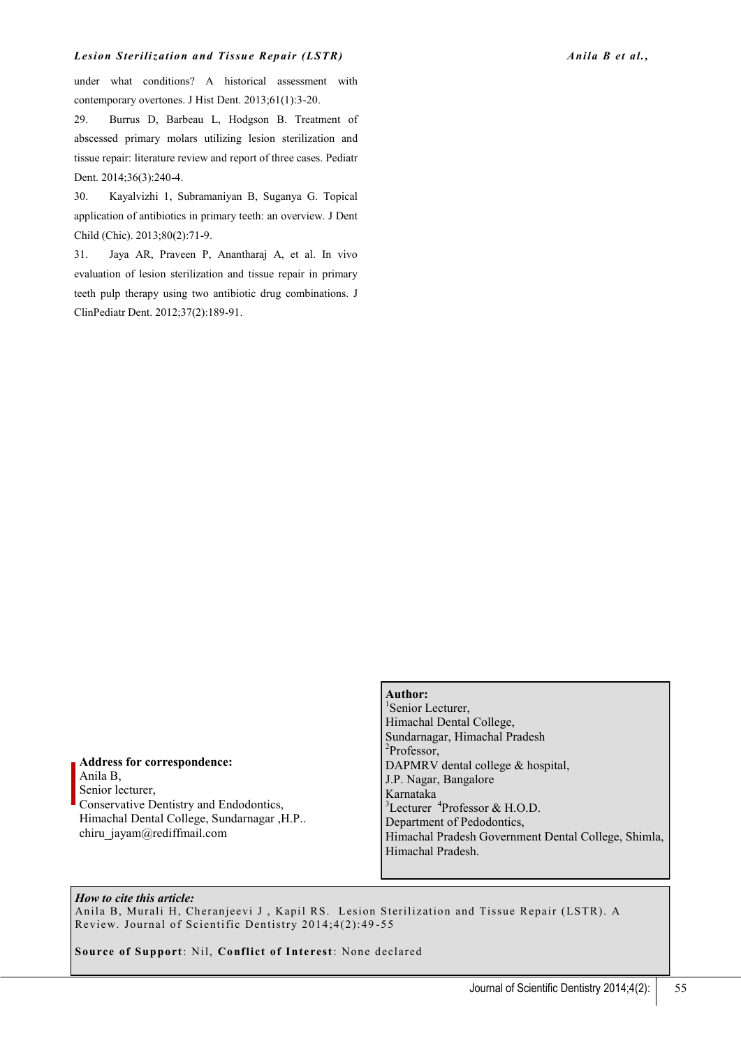under what conditions? A historical assessment with contemporary overtones. J Hist Dent. 2013;61(1):3-20.

29. Burrus D, Barbeau L, Hodgson B. Treatment of abscessed primary molars utilizing lesion sterilization and tissue repair: literature review and report of three cases. Pediatr Dent. 2014;36(3):240-4.

30. Kayalvizhi 1, Subramaniyan B, Suganya G. Topical application of antibiotics in primary teeth: an overview. J Dent Child (Chic). 2013;80(2):71-9.

31. Jaya AR, Praveen P, Anantharaj A, et al. In vivo evaluation of lesion sterilization and tissue repair in primary teeth pulp therapy using two antibiotic drug combinations. J ClinPediatr Dent. 2012;37(2):189-91.

**Address for correspondence:**
Anila B,
Senior lecturer,
Conservative Dentistry and Endodontics,
Himachal Dental College, Sundarnagar ,H.P..
chiru_jayam@rediffmail.com

**Author:**
[1]Senior Lecturer,
Himachal Dental College,
Sundarnagar, Himachal Pradesh
[2]Professor,
DAPMRV dental college & hospital,
J.P. Nagar, Bangalore
Karnataka
[3]Lecturer [4]Professor & H.O.D.
Department of Pedodontics,
Himachal Pradesh Government Dental College, Shimla,
Himachal Pradesh.

***How to cite this article:***
Anila B, Murali H, Cheranjeevi J , Kapil RS. Lesion Sterilization and Tissue Repair (LSTR). A Review. Journal of Scientific Dentistry 2014;4(2):49-55

**Source of Support**: Nil, **Conflict of Interest**: None declared